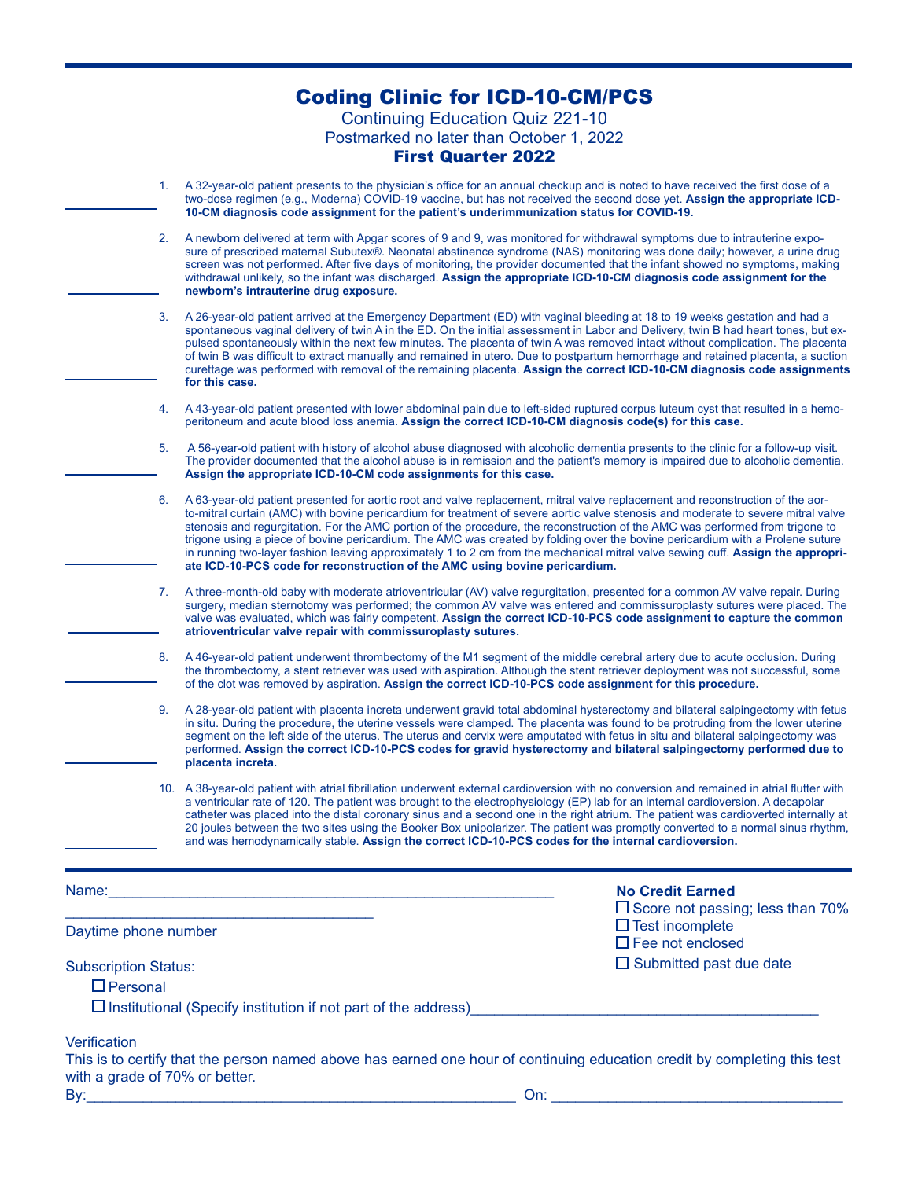# Coding Clinic for ICD-10-CM/PCS

Continuing Education Quiz 221-10

Postmarked no later than October 1, 2022

**First Quarter 2022**

______ 1. A 32-year-old patient presents to the physician's office for an annual checkup and is noted to have received the first dose of a two-dose regimen (e.g., Moderna) COVID-19 vaccine, but has not received the second dose yet. **Assign the appropriate ICD-10-CM diagnosis code assignment for the patient's underimmunization status for COVID-19.**

______ 2. A newborn delivered at term with Apgar scores of 9 and 9, was monitored for withdrawal symptoms due to intrauterine exposure of prescribed maternal Subutex®. Neonatal abstinence syndrome (NAS) monitoring was done daily; however, a urine drug screen was not performed. After five days of monitoring, the provider documented that the infant showed no symptoms, making withdrawal unlikely, so the infant was discharged. **Assign the appropriate ICD-10-CM diagnosis code assignment for the newborn's intrauterine drug exposure.**

______ 3. A 26-year-old patient arrived at the Emergency Department (ED) with vaginal bleeding at 18 to 19 weeks gestation and had a spontaneous vaginal delivery of twin A in the ED. On the initial assessment in Labor and Delivery, twin B had heart tones, but expulsed spontaneously within the next few minutes. The placenta of twin A was removed intact without complication. The placenta of twin B was difficult to extract manually and remained in utero. Due to postpartum hemorrhage and retained placenta, a suction curettage was performed with removal of the remaining placenta. **Assign the correct ICD-10-CM diagnosis code assignments for this case.**

______ 4. A 43-year-old patient presented with lower abdominal pain due to left-sided ruptured corpus luteum cyst that resulted in a hemoperitoneum and acute blood loss anemia. **Assign the correct ICD-10-CM diagnosis code(s) for this case.**

______ 5. A 56-year-old patient with history of alcohol abuse diagnosed with alcoholic dementia presents to the clinic for a follow-up visit. The provider documented that the alcohol abuse is in remission and the patient's memory is impaired due to alcoholic dementia. **Assign the appropriate ICD-10-CM code assignments for this case.**

______ 6. A 63-year-old patient presented for aortic root and valve replacement, mitral valve replacement and reconstruction of the aorto-mitral curtain (AMC) with bovine pericardium for treatment of severe aortic valve stenosis and moderate to severe mitral valve stenosis and regurgitation. For the AMC portion of the procedure, the reconstruction of the AMC was performed from trigone to trigone using a piece of bovine pericardium. The AMC was created by folding over the bovine pericardium with a Prolene suture in running two-layer fashion leaving approximately 1 to 2 cm from the mechanical mitral valve sewing cuff. **Assign the appropriate ICD-10-PCS code for reconstruction of the AMC using bovine pericardium.**

______ 7. A three-month-old baby with moderate atrioventricular (AV) valve regurgitation, presented for a common AV valve repair. During surgery, median sternotomy was performed; the common AV valve was entered and commissuroplasty sutures were placed. The valve was evaluated, which was fairly competent. **Assign the correct ICD-10-PCS code assignment to capture the common atrioventricular valve repair with commissuroplasty sutures.**

______ 8. A 46-year-old patient underwent thrombectomy of the M1 segment of the middle cerebral artery due to acute occlusion. During the thrombectomy, a stent retriever was used with aspiration. Although the stent retriever deployment was not successful, some of the clot was removed by aspiration. **Assign the correct ICD-10-PCS code assignment for this procedure.**

______ 9. A 28-year-old patient with placenta increta underwent gravid total abdominal hysterectomy and bilateral salpingectomy with fetus in situ. During the procedure, the uterine vessels were clamped. The placenta was found to be protruding from the lower uterine segment on the left side of the uterus. The uterus and cervix were amputated with fetus in situ and bilateral salpingectomy was performed. **Assign the correct ICD-10-PCS codes for gravid hysterectomy and bilateral salpingectomy performed due to placenta increta.**

______ 10. A 38-year-old patient with atrial fibrillation underwent external cardioversion with no conversion and remained in atrial flutter with a ventricular rate of 120. The patient was brought to the electrophysiology (EP) lab for an internal cardioversion. A decapolar catheter was placed into the distal coronary sinus and a second one in the right atrium. The patient was cardioverted internally at 20 joules between the two sites using the Booker Box unipolarizer. The patient was promptly converted to a normal sinus rhythm, and was hemodynamically stable. **Assign the correct ICD-10-PCS codes for the internal cardioversion.**

---

Name:______________________________________________________

______________________________________

Daytime phone number

Subscription Status:

- ☐ Personal
- ☐ Institutional (Specify institution if not part of the address)__________________________________________

**No Credit Earned**

- ☐ Score not passing; less than 70%
- ☐ Test incomplete
- ☐ Fee not enclosed
- ☐ Submitted past due date

Verification

This is to certify that the person named above has earned one hour of continuing education credit by completing this test with a grade of 70% or better.

By:_____________________________________________________ On: ____________________________________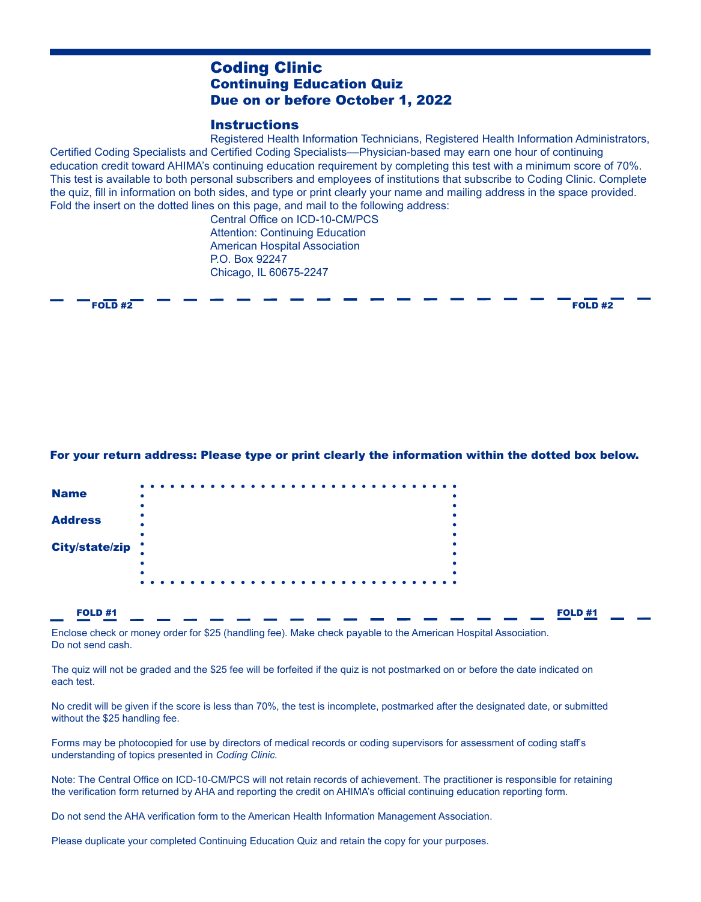# Coding Clinic
## Continuing Education Quiz
## Due on or before October 1, 2022

### Instructions

Registered Health Information Technicians, Registered Health Information Administrators, Certified Coding Specialists and Certified Coding Specialists—Physician-based may earn one hour of continuing education credit toward AHIMA's continuing education requirement by completing this test with a minimum score of 70%. This test is available to both personal subscribers and employees of institutions that subscribe to Coding Clinic. Complete the quiz, fill in information on both sides, and type or print clearly your name and mailing address in the space provided. Fold the insert on the dotted lines on this page, and mail to the following address:

Central Office on ICD-10-CM/PCS
Attention: Continuing Education
American Hospital Association
P.O. Box 92247
Chicago, IL 60675-2247

FOLD #2 — — — — — — — — — — — — — — — — — — — — FOLD #2

**For your return address: Please type or print clearly the information within the dotted box below.**

**Name**

**Address**

**City/state/zip**

FOLD #1 — — — — — — — — — — — — — — — — — — — — FOLD #1

Enclose check or money order for $25 (handling fee). Make check payable to the American Hospital Association. Do not send cash.

The quiz will not be graded and the $25 fee will be forfeited if the quiz is not postmarked on or before the date indicated on each test.

No credit will be given if the score is less than 70%, the test is incomplete, postmarked after the designated date, or submitted without the $25 handling fee.

Forms may be photocopied for use by directors of medical records or coding supervisors for assessment of coding staff's understanding of topics presented in *Coding Clinic.*

Note: The Central Office on ICD-10-CM/PCS will not retain records of achievement. The practitioner is responsible for retaining the verification form returned by AHA and reporting the credit on AHIMA's official continuing education reporting form.

Do not send the AHA verification form to the American Health Information Management Association.

Please duplicate your completed Continuing Education Quiz and retain the copy for your purposes.